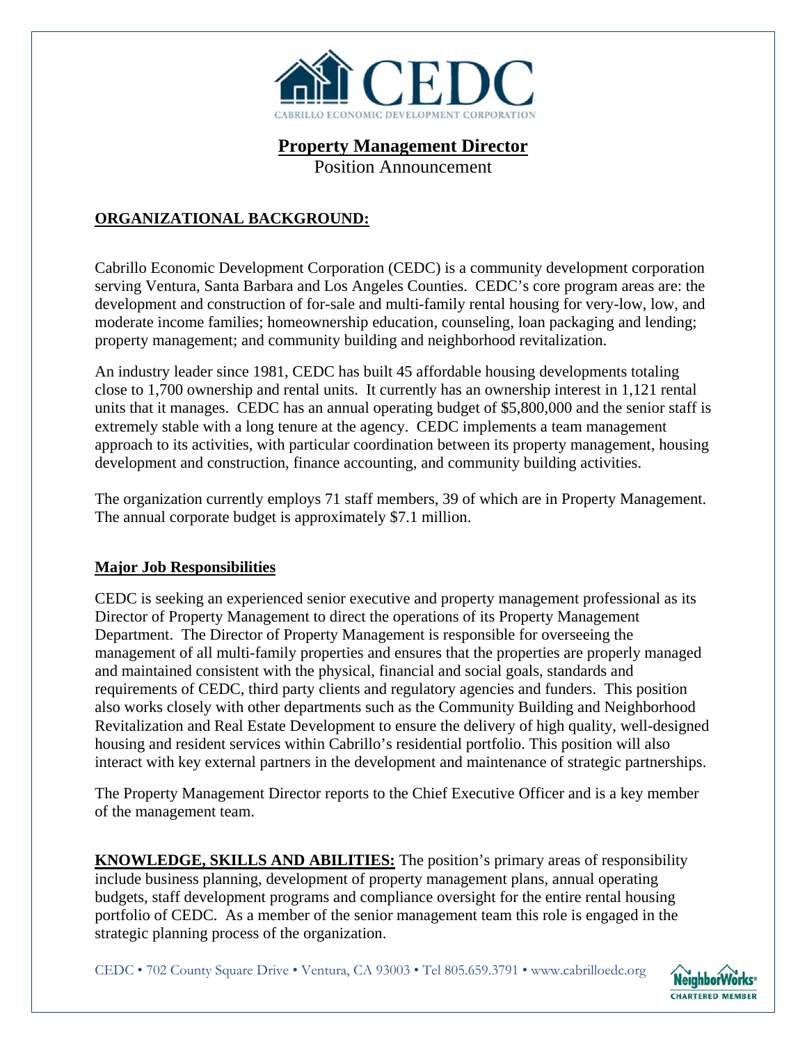CEDC
CABRILLO ECONOMIC DEVELOPMENT CORPORATION

# Property Management Director

Position Announcement

## ORGANIZATIONAL BACKGROUND:

Cabrillo Economic Development Corporation (CEDC) is a community development corporation serving Ventura, Santa Barbara and Los Angeles Counties. CEDC's core program areas are: the development and construction of for-sale and multi-family rental housing for very-low, low, and moderate income families; homeownership education, counseling, loan packaging and lending; property management; and community building and neighborhood revitalization.

An industry leader since 1981, CEDC has built 45 affordable housing developments totaling close to 1,700 ownership and rental units. It currently has an ownership interest in 1,121 rental units that it manages. CEDC has an annual operating budget of $5,800,000 and the senior staff is extremely stable with a long tenure at the agency. CEDC implements a team management approach to its activities, with particular coordination between its property management, housing development and construction, finance accounting, and community building activities.

The organization currently employs 71 staff members, 39 of which are in Property Management. The annual corporate budget is approximately $7.1 million.

## Major Job Responsibilities

CEDC is seeking an experienced senior executive and property management professional as its Director of Property Management to direct the operations of its Property Management Department. The Director of Property Management is responsible for overseeing the management of all multi-family properties and ensures that the properties are properly managed and maintained consistent with the physical, financial and social goals, standards and requirements of CEDC, third party clients and regulatory agencies and funders. This position also works closely with other departments such as the Community Building and Neighborhood Revitalization and Real Estate Development to ensure the delivery of high quality, well-designed housing and resident services within Cabrillo's residential portfolio. This position will also interact with key external partners in the development and maintenance of strategic partnerships.

The Property Management Director reports to the Chief Executive Officer and is a key member of the management team.

**KNOWLEDGE, SKILLS AND ABILITIES:** The position's primary areas of responsibility include business planning, development of property management plans, annual operating budgets, staff development programs and compliance oversight for the entire rental housing portfolio of CEDC. As a member of the senior management team this role is engaged in the strategic planning process of the organization.

CEDC • 702 County Square Drive • Ventura, CA 93003 • Tel 805.659.3791 • www.cabrilloedc.org

NeighborWorks CHARTERED MEMBER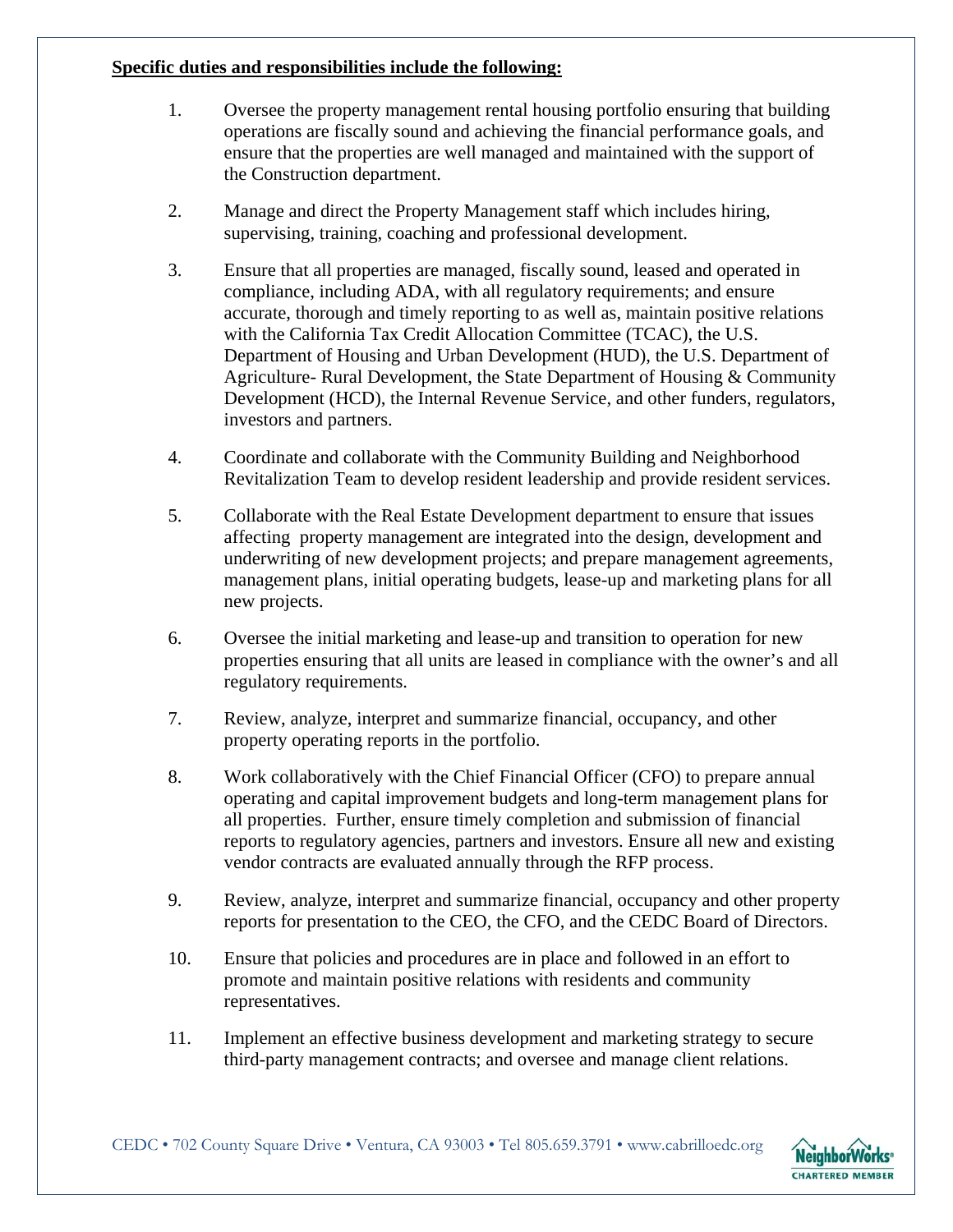**Specific duties and responsibilities include the following:**

1. Oversee the property management rental housing portfolio ensuring that building operations are fiscally sound and achieving the financial performance goals, and ensure that the properties are well managed and maintained with the support of the Construction department.

2. Manage and direct the Property Management staff which includes hiring, supervising, training, coaching and professional development.

3. Ensure that all properties are managed, fiscally sound, leased and operated in compliance, including ADA, with all regulatory requirements; and ensure accurate, thorough and timely reporting to as well as, maintain positive relations with the California Tax Credit Allocation Committee (TCAC), the U.S. Department of Housing and Urban Development (HUD), the U.S. Department of Agriculture- Rural Development, the State Department of Housing & Community Development (HCD), the Internal Revenue Service, and other funders, regulators, investors and partners.

4. Coordinate and collaborate with the Community Building and Neighborhood Revitalization Team to develop resident leadership and provide resident services.

5. Collaborate with the Real Estate Development department to ensure that issues affecting property management are integrated into the design, development and underwriting of new development projects; and prepare management agreements, management plans, initial operating budgets, lease-up and marketing plans for all new projects.

6. Oversee the initial marketing and lease-up and transition to operation for new properties ensuring that all units are leased in compliance with the owner's and all regulatory requirements.

7. Review, analyze, interpret and summarize financial, occupancy, and other property operating reports in the portfolio.

8. Work collaboratively with the Chief Financial Officer (CFO) to prepare annual operating and capital improvement budgets and long-term management plans for all properties. Further, ensure timely completion and submission of financial reports to regulatory agencies, partners and investors. Ensure all new and existing vendor contracts are evaluated annually through the RFP process.

9. Review, analyze, interpret and summarize financial, occupancy and other property reports for presentation to the CEO, the CFO, and the CEDC Board of Directors.

10. Ensure that policies and procedures are in place and followed in an effort to promote and maintain positive relations with residents and community representatives.

11. Implement an effective business development and marketing strategy to secure third-party management contracts; and oversee and manage client relations.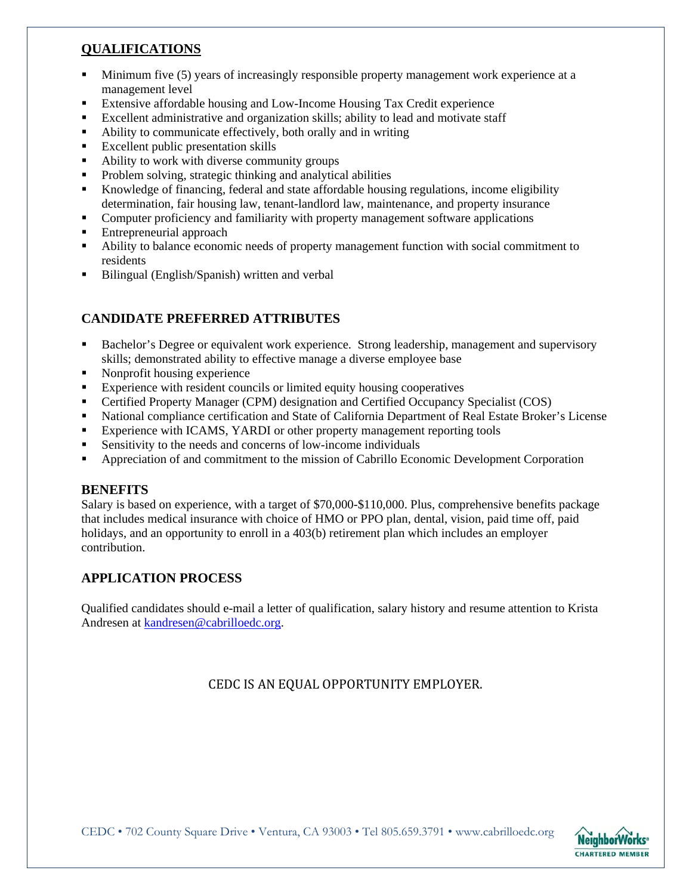## QUALIFICATIONS

- Minimum five (5) years of increasingly responsible property management work experience at a management level
- Extensive affordable housing and Low-Income Housing Tax Credit experience
- Excellent administrative and organization skills; ability to lead and motivate staff
- Ability to communicate effectively, both orally and in writing
- Excellent public presentation skills
- Ability to work with diverse community groups
- Problem solving, strategic thinking and analytical abilities
- Knowledge of financing, federal and state affordable housing regulations, income eligibility determination, fair housing law, tenant-landlord law, maintenance, and property insurance
- Computer proficiency and familiarity with property management software applications
- Entrepreneurial approach
- Ability to balance economic needs of property management function with social commitment to residents
- Bilingual (English/Spanish) written and verbal

## CANDIDATE PREFERRED ATTRIBUTES

- Bachelor's Degree or equivalent work experience. Strong leadership, management and supervisory skills; demonstrated ability to effective manage a diverse employee base
- Nonprofit housing experience
- Experience with resident councils or limited equity housing cooperatives
- Certified Property Manager (CPM) designation and Certified Occupancy Specialist (COS)
- National compliance certification and State of California Department of Real Estate Broker's License
- Experience with ICAMS, YARDI or other property management reporting tools
- Sensitivity to the needs and concerns of low-income individuals
- Appreciation of and commitment to the mission of Cabrillo Economic Development Corporation

## BENEFITS

Salary is based on experience, with a target of $70,000-$110,000. Plus, comprehensive benefits package that includes medical insurance with choice of HMO or PPO plan, dental, vision, paid time off, paid holidays, and an opportunity to enroll in a 403(b) retirement plan which includes an employer contribution.

## APPLICATION PROCESS

Qualified candidates should e-mail a letter of qualification, salary history and resume attention to Krista Andresen at kandresen@cabrilloedc.org.

CEDC IS AN EQUAL OPPORTUNITY EMPLOYER.

CEDC • 702 County Square Drive • Ventura, CA 93003 • Tel 805.659.3791 • www.cabrilloedc.org

NeighborWorks® CHARTERED MEMBER